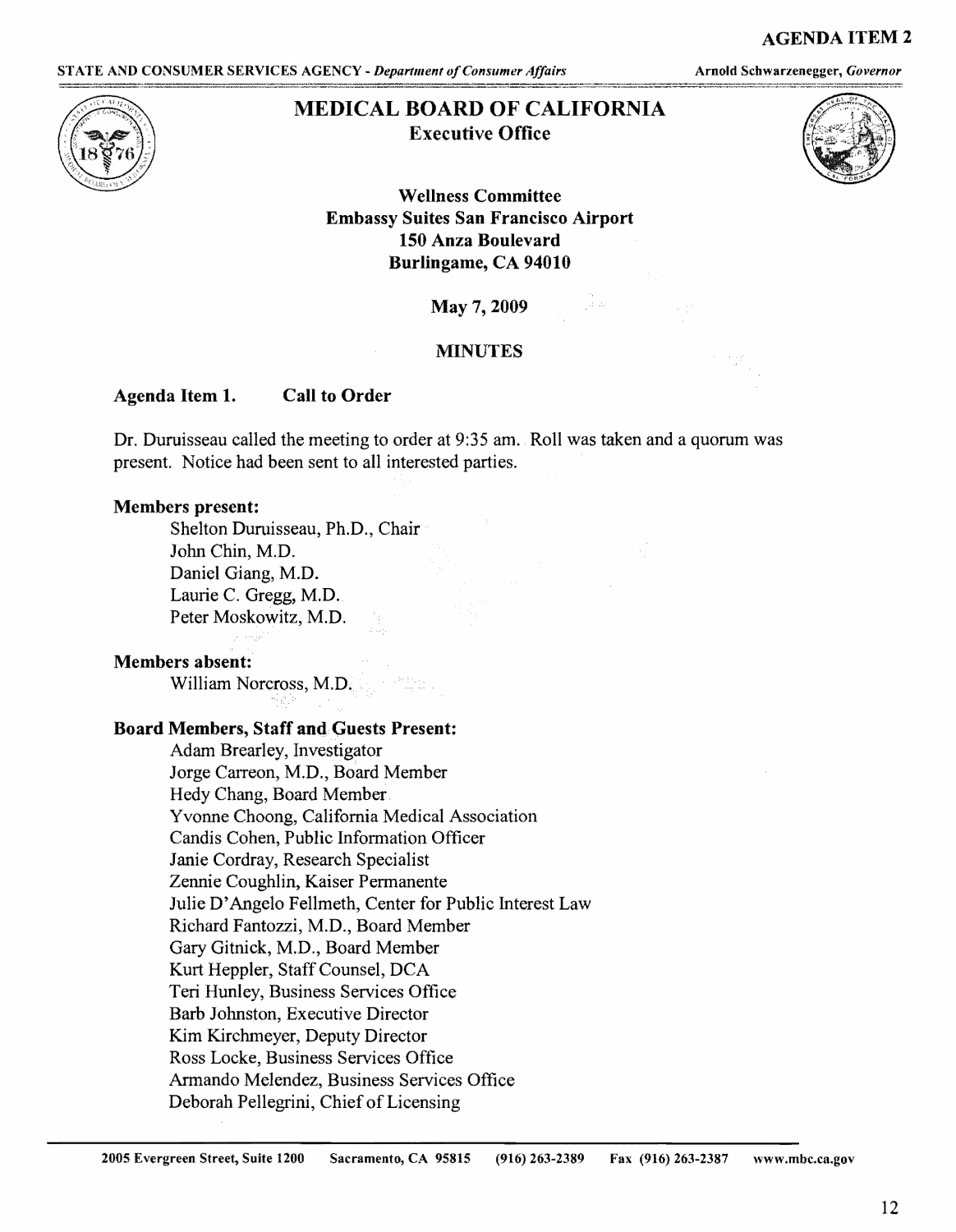AGENDA ITEM 2

STATE AND CONSUMER SERVICES AGENCY - *Department of Consumer Affairs* Arnold Schwarzenegger, *Governor*

# MEDICAL BOARD OF CALIFORNIA

## Executive Office

**Wellness Committee**
**Embassy Suites San Francisco Airport**
**150 Anza Boulevard**
**Burlingame, CA 94010**

**May 7, 2009**

**MINUTES**

### Agenda Item 1. Call to Order

Dr. Duruisseau called the meeting to order at 9:35 am. Roll was taken and a quorum was present. Notice had been sent to all interested parties.

**Members present:**

Shelton Duruisseau, Ph.D., Chair
John Chin, M.D.
Daniel Giang, M.D.
Laurie C. Gregg, M.D.
Peter Moskowitz, M.D.

**Members absent:**

William Norcross, M.D.

**Board Members, Staff and Guests Present:**

Adam Brearley, Investigator
Jorge Carreon, M.D., Board Member
Hedy Chang, Board Member
Yvonne Choong, California Medical Association
Candis Cohen, Public Information Officer
Janie Cordray, Research Specialist
Zennie Coughlin, Kaiser Permanente
Julie D'Angelo Fellmeth, Center for Public Interest Law
Richard Fantozzi, M.D., Board Member
Gary Gitnick, M.D., Board Member
Kurt Heppler, Staff Counsel, DCA
Teri Hunley, Business Services Office
Barb Johnston, Executive Director
Kim Kirchmeyer, Deputy Director
Ross Locke, Business Services Office
Armando Melendez, Business Services Office
Deborah Pellegrini, Chief of Licensing

2005 Evergreen Street, Suite 1200 Sacramento, CA 95815 (916) 263-2389 Fax (916) 263-2387 www.mbc.ca.gov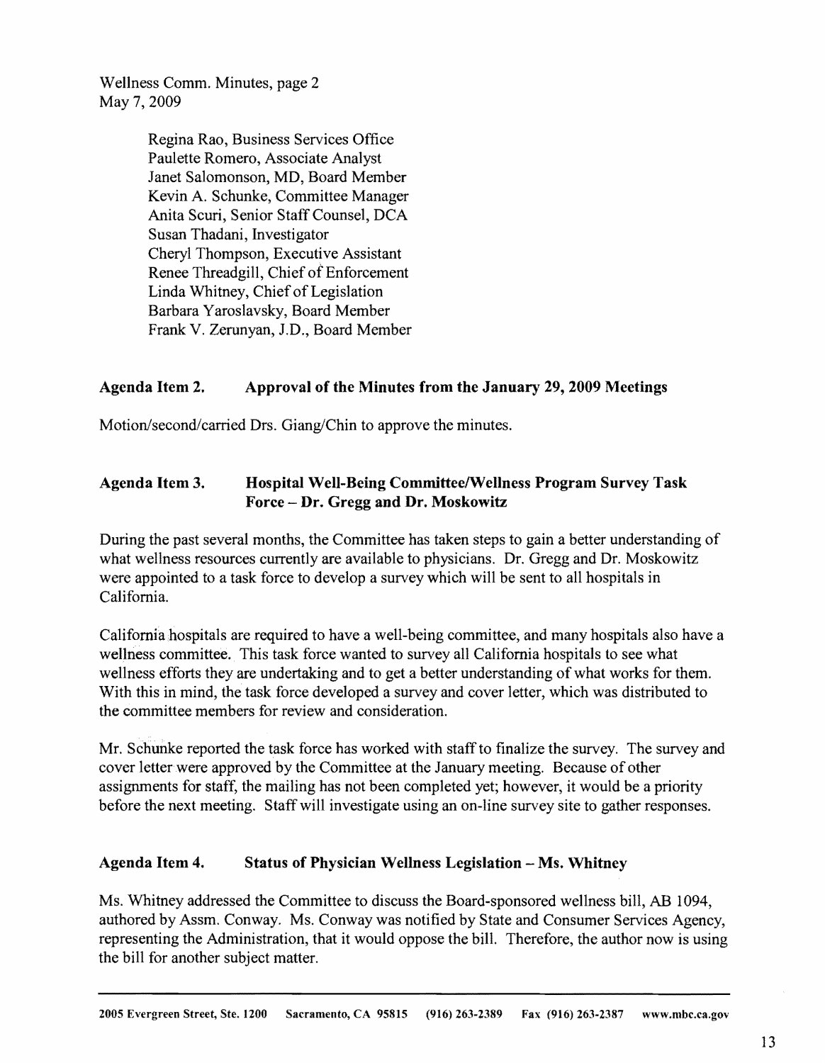Regina Rao, Business Services Office
Paulette Romero, Associate Analyst
Janet Salomonson, MD, Board Member
Kevin A. Schunke, Committee Manager
Anita Scuri, Senior Staff Counsel, DCA
Susan Thadani, Investigator
Cheryl Thompson, Executive Assistant
Renee Threadgill, Chief of Enforcement
Linda Whitney, Chief of Legislation
Barbara Yaroslavsky, Board Member
Frank V. Zerunyan, J.D., Board Member

## Agenda Item 2. Approval of the Minutes from the January 29, 2009 Meetings

Motion/second/carried Drs. Giang/Chin to approve the minutes.

## Agenda Item 3. Hospital Well-Being Committee/Wellness Program Survey Task Force – Dr. Gregg and Dr. Moskowitz

During the past several months, the Committee has taken steps to gain a better understanding of what wellness resources currently are available to physicians. Dr. Gregg and Dr. Moskowitz were appointed to a task force to develop a survey which will be sent to all hospitals in California.

California hospitals are required to have a well-being committee, and many hospitals also have a wellness committee. This task force wanted to survey all California hospitals to see what wellness efforts they are undertaking and to get a better understanding of what works for them. With this in mind, the task force developed a survey and cover letter, which was distributed to the committee members for review and consideration.

Mr. Schunke reported the task force has worked with staff to finalize the survey. The survey and cover letter were approved by the Committee at the January meeting. Because of other assignments for staff, the mailing has not been completed yet; however, it would be a priority before the next meeting. Staff will investigate using an on-line survey site to gather responses.

## Agenda Item 4. Status of Physician Wellness Legislation – Ms. Whitney

Ms. Whitney addressed the Committee to discuss the Board-sponsored wellness bill, AB 1094, authored by Assm. Conway. Ms. Conway was notified by State and Consumer Services Agency, representing the Administration, that it would oppose the bill. Therefore, the author now is using the bill for another subject matter.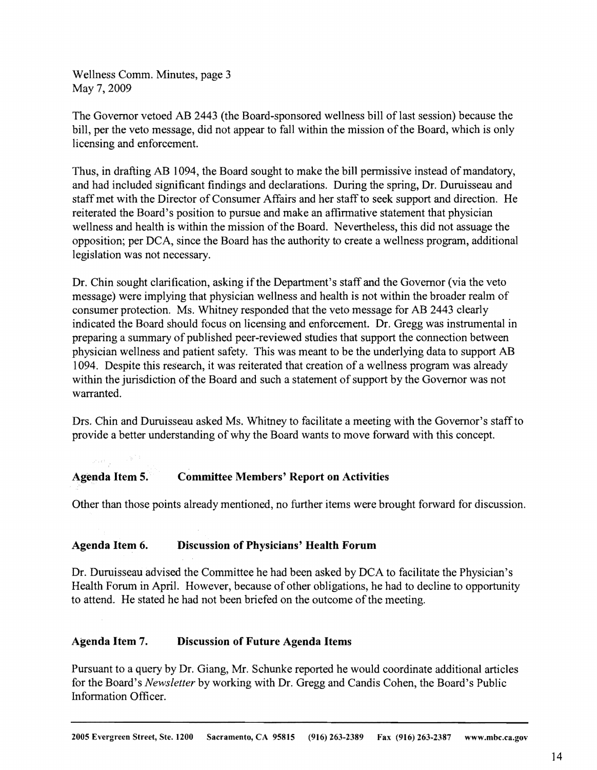The Governor vetoed AB 2443 (the Board-sponsored wellness bill of last session) because the bill, per the veto message, did not appear to fall within the mission of the Board, which is only licensing and enforcement.

Thus, in drafting AB 1094, the Board sought to make the bill permissive instead of mandatory, and had included significant findings and declarations. During the spring, Dr. Duruisseau and staff met with the Director of Consumer Affairs and her staff to seek support and direction. He reiterated the Board's position to pursue and make an affirmative statement that physician wellness and health is within the mission of the Board. Nevertheless, this did not assuage the opposition; per DCA, since the Board has the authority to create a wellness program, additional legislation was not necessary.

Dr. Chin sought clarification, asking if the Department's staff and the Governor (via the veto message) were implying that physician wellness and health is not within the broader realm of consumer protection. Ms. Whitney responded that the veto message for AB 2443 clearly indicated the Board should focus on licensing and enforcement. Dr. Gregg was instrumental in preparing a summary of published peer-reviewed studies that support the connection between physician wellness and patient safety. This was meant to be the underlying data to support AB 1094. Despite this research, it was reiterated that creation of a wellness program was already within the jurisdiction of the Board and such a statement of support by the Governor was not warranted.

Drs. Chin and Duruisseau asked Ms. Whitney to facilitate a meeting with the Governor's staff to provide a better understanding of why the Board wants to move forward with this concept.

## Agenda Item 5. Committee Members' Report on Activities

Other than those points already mentioned, no further items were brought forward for discussion.

## Agenda Item 6. Discussion of Physicians' Health Forum

Dr. Duruisseau advised the Committee he had been asked by DCA to facilitate the Physician's Health Forum in April. However, because of other obligations, he had to decline to opportunity to attend. He stated he had not been briefed on the outcome of the meeting.

## Agenda Item 7. Discussion of Future Agenda Items

Pursuant to a query by Dr. Giang, Mr. Schunke reported he would coordinate additional articles for the Board's *Newsletter* by working with Dr. Gregg and Candis Cohen, the Board's Public Information Officer.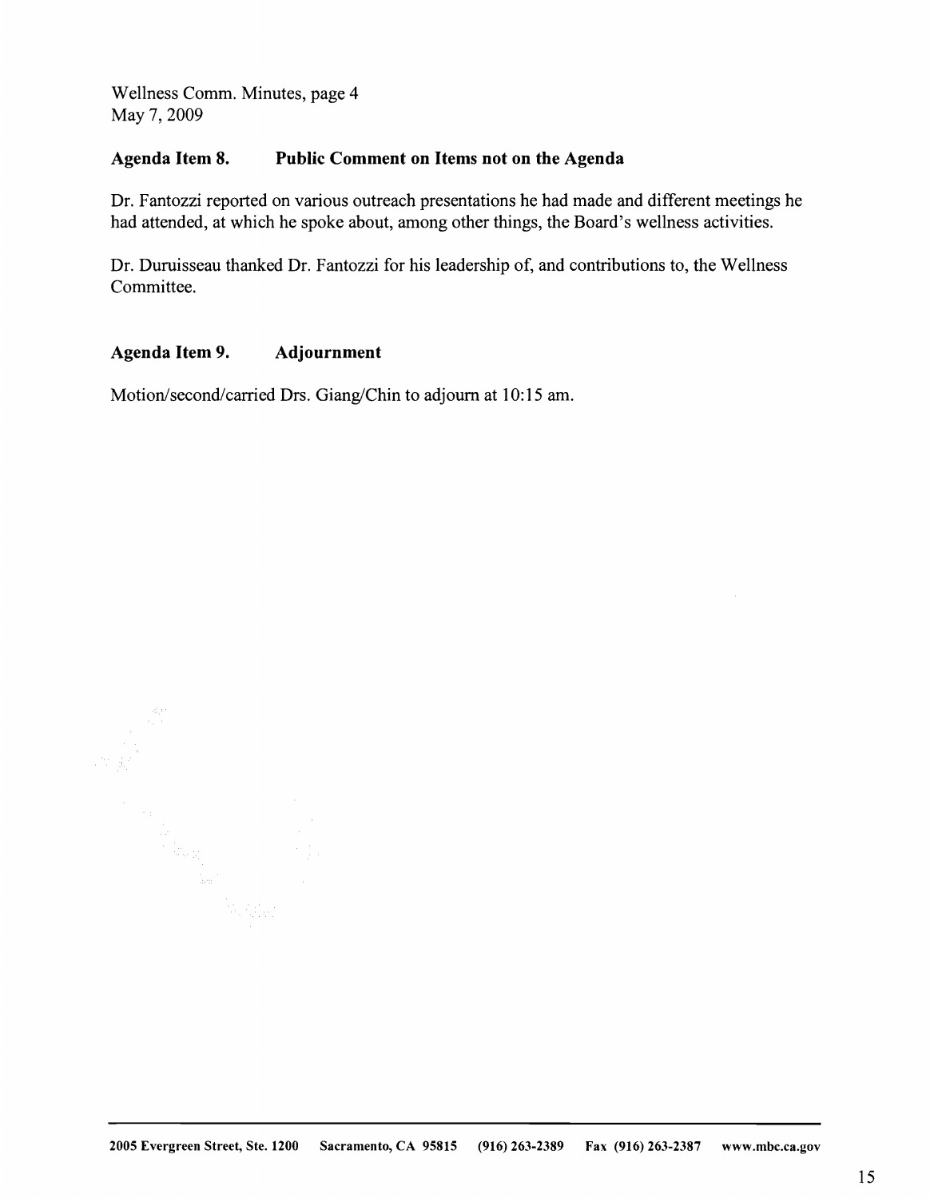## Agenda Item 8. Public Comment on Items not on the Agenda

Dr. Fantozzi reported on various outreach presentations he had made and different meetings he had attended, at which he spoke about, among other things, the Board's wellness activities.

Dr. Duruisseau thanked Dr. Fantozzi for his leadership of, and contributions to, the Wellness Committee.

## Agenda Item 9. Adjournment

Motion/second/carried Drs. Giang/Chin to adjourn at 10:15 am.